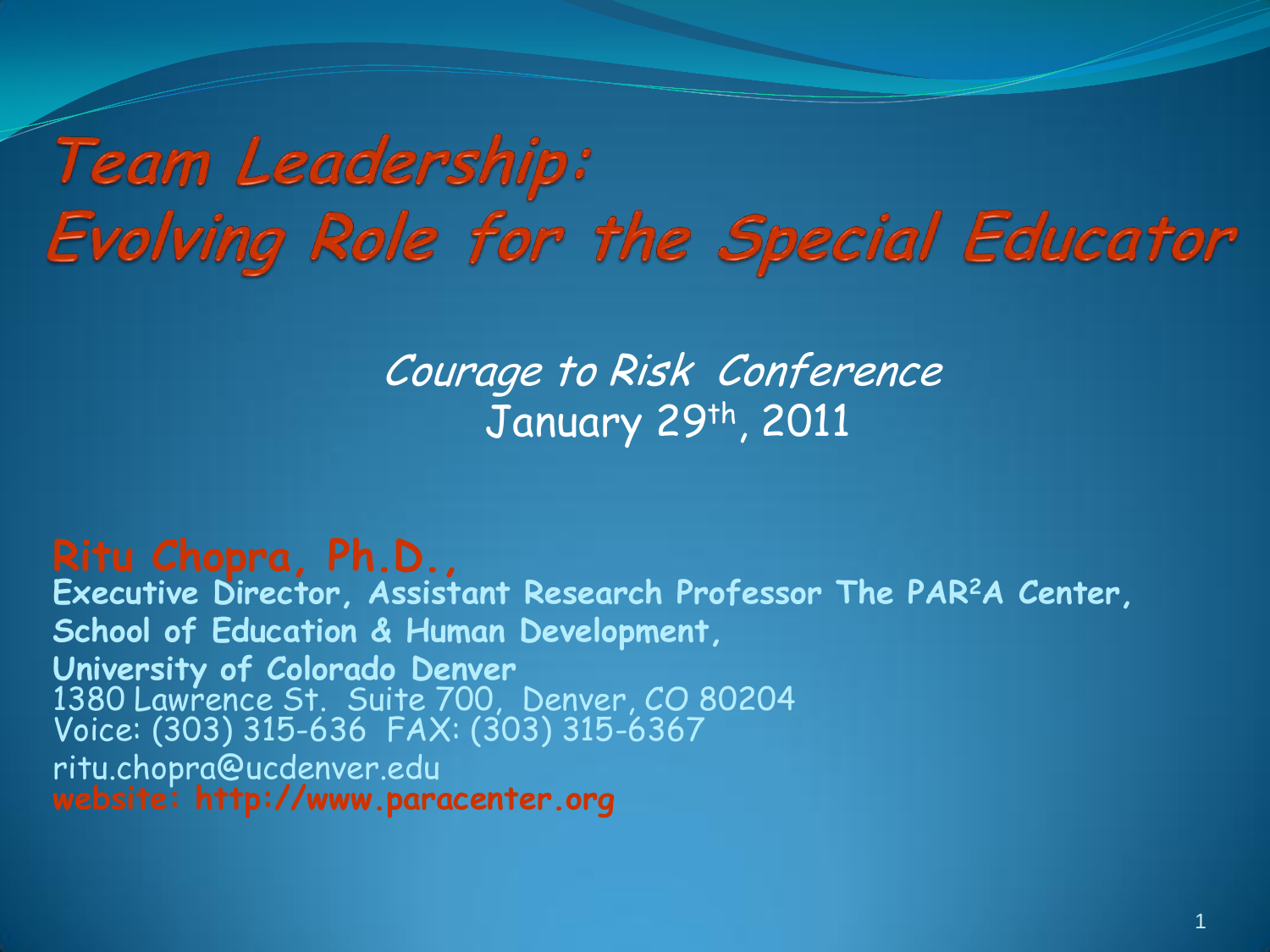# Team Leadership: Evolving Role for the Special Educator

*Courage to Risk Conference*
January 29th, 2011

**Ritu Chopra, Ph.D.,**
**Executive Director, Assistant Research Professor The PAR²A Center,**
**School of Education & Human Development,**
**University of Colorado Denver**
1380 Lawrence St. Suite 700, Denver, CO 80204
Voice: (303) 315-636 FAX: (303) 315-6367
ritu.chopra@ucdenver.edu
**website: http://www.paracenter.org**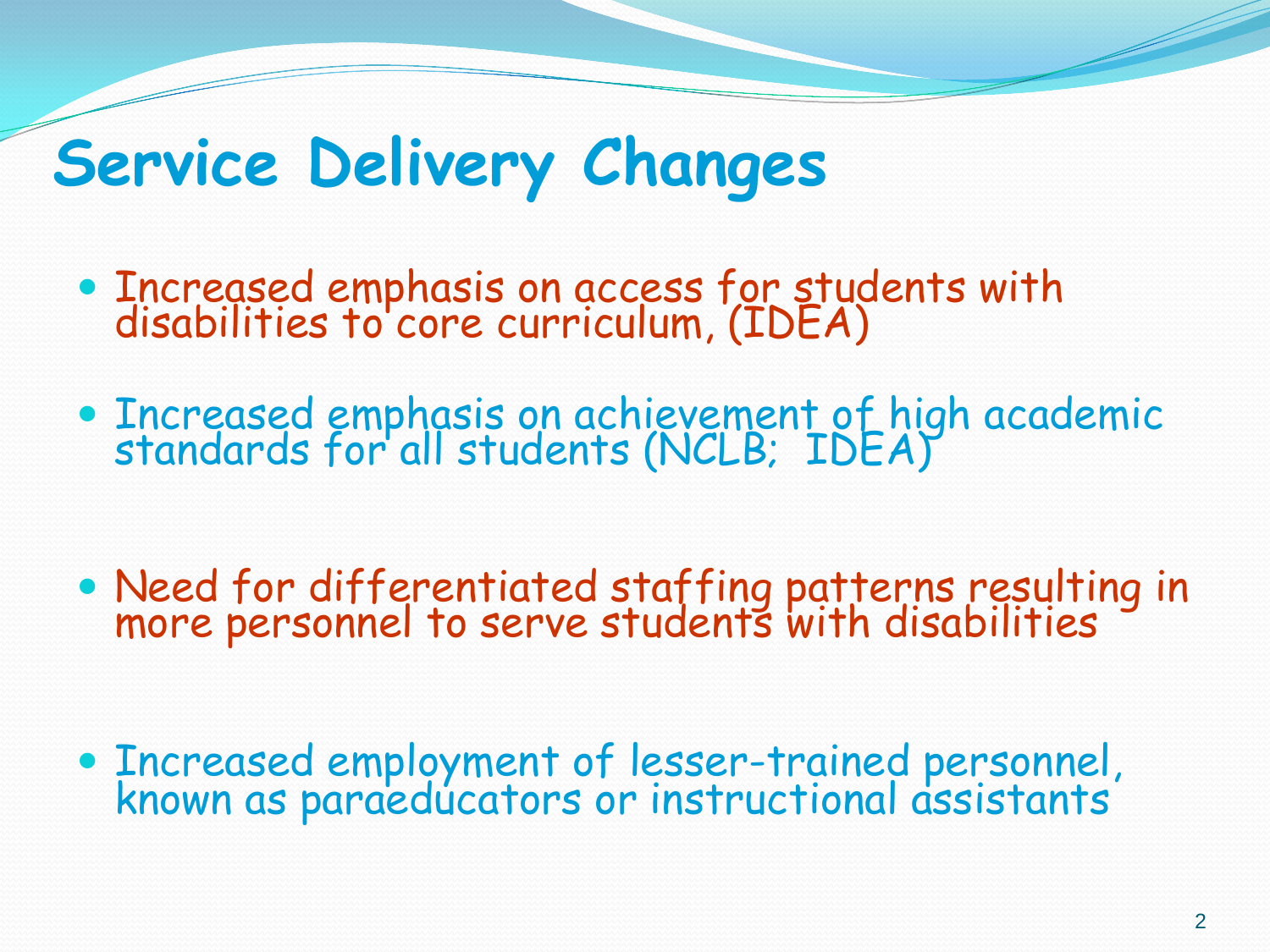# Service Delivery Changes

- Increased emphasis on access for students with disabilities to core curriculum, (IDEA)
- Increased emphasis on achievement of high academic standards for all students (NCLB; IDEA)
- Need for differentiated staffing patterns resulting in more personnel to serve students with disabilities
- Increased employment of lesser-trained personnel, known as paraeducators or instructional assistants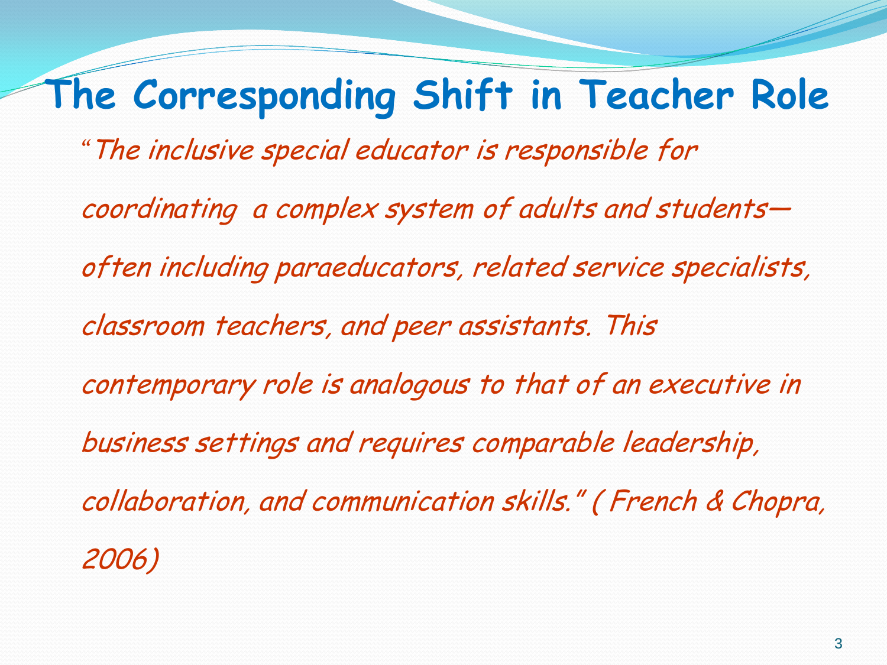# The Corresponding Shift in Teacher Role

*"The inclusive special educator is responsible for coordinating a complex system of adults and students—often including paraeducators, related service specialists, classroom teachers, and peer assistants. This contemporary role is analogous to that of an executive in business settings and requires comparable leadership, collaboration, and communication skills." ( French & Chopra, 2006)*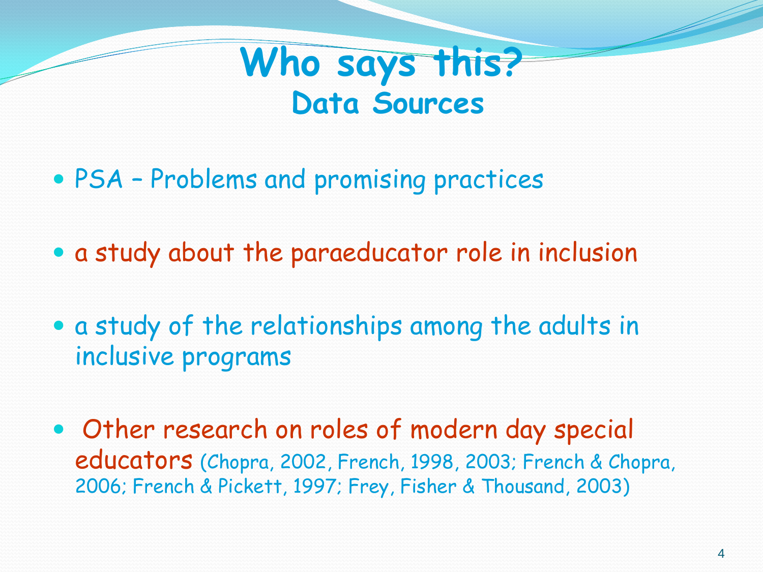# Who says this?

## Data Sources

- PSA – Problems and promising practices
- a study about the paraeducator role in inclusion
- a study of the relationships among the adults in inclusive programs
- Other research on roles of modern day special educators (Chopra, 2002, French, 1998, 2003; French & Chopra, 2006; French & Pickett, 1997; Frey, Fisher & Thousand, 2003)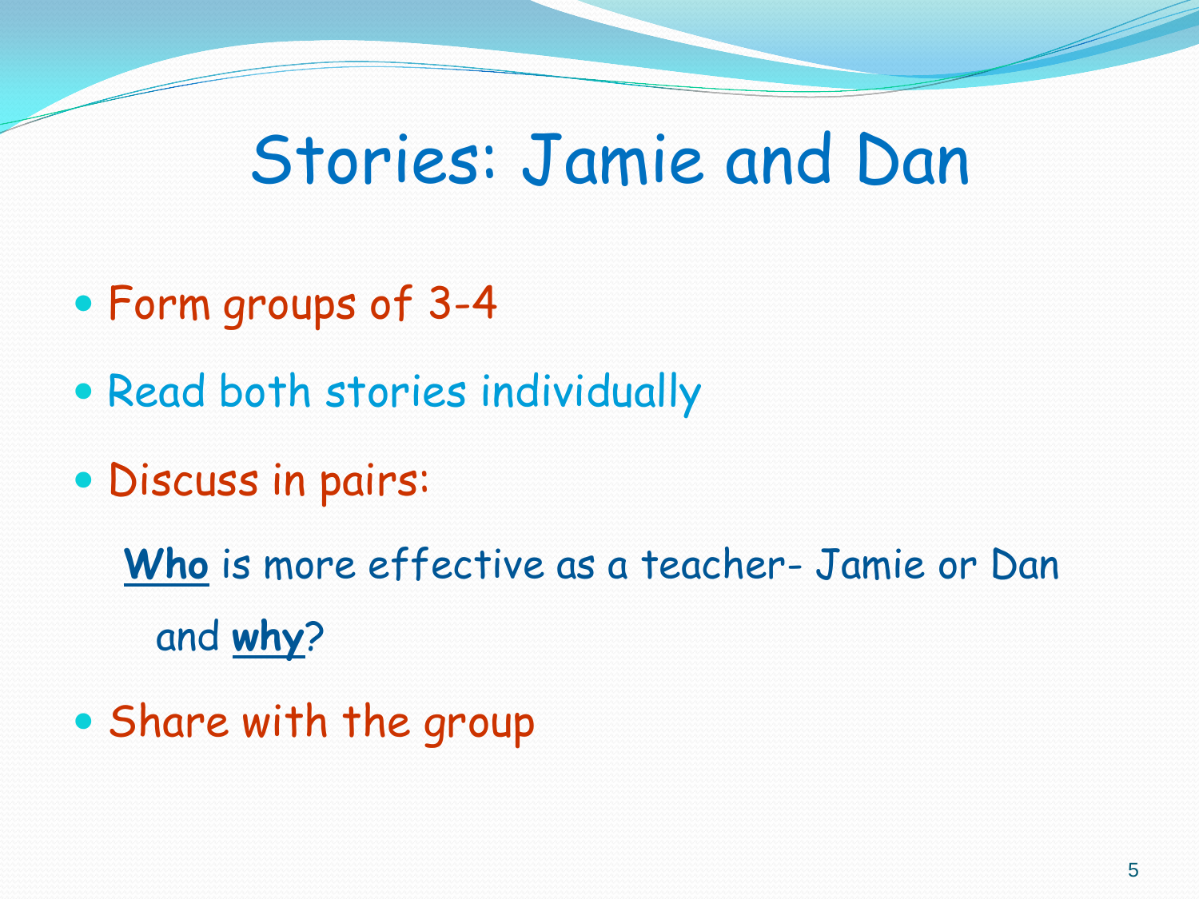# Stories: Jamie and Dan

- Form groups of 3-4
- Read both stories individually
- Discuss in pairs:

  **<u>Who</u>** is more effective as a teacher- Jamie or Dan and **<u>why</u>**?

- Share with the group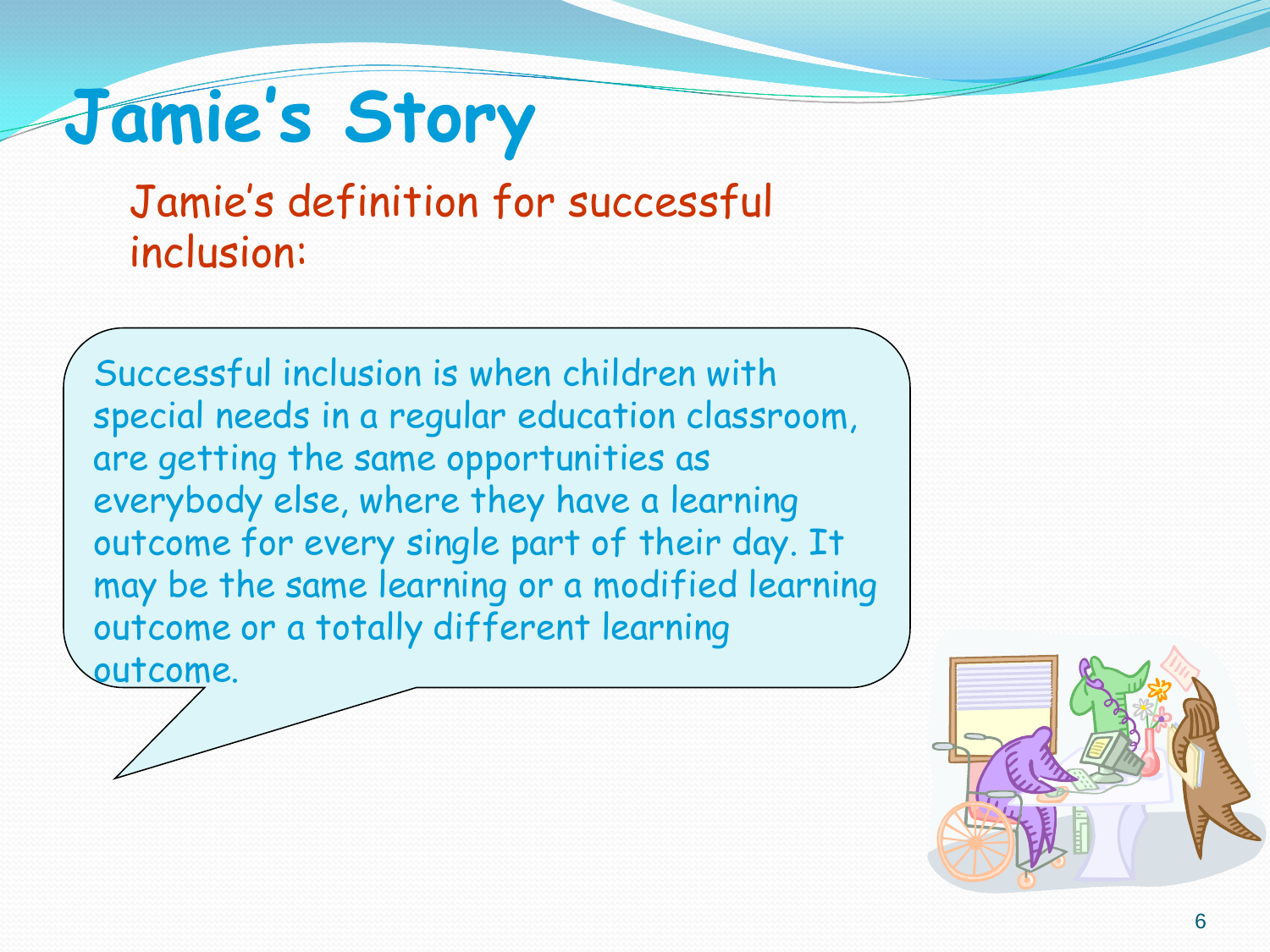# Jamie's Story

## Jamie's definition for successful inclusion:

Successful inclusion is when children with special needs in a regular education classroom, are getting the same opportunities as everybody else, where they have a learning outcome for every single part of their day. It may be the same learning or a modified learning outcome or a totally different learning outcome.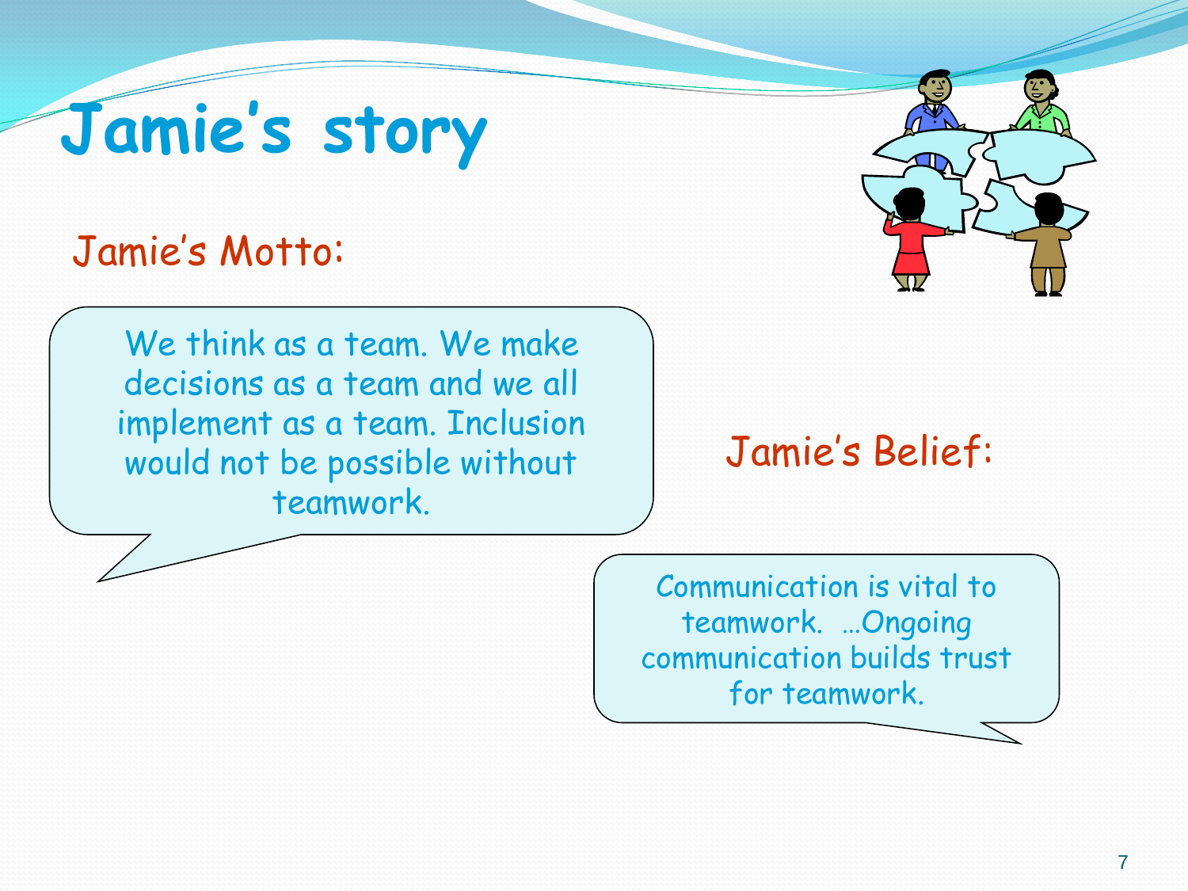# Jamie's story

Jamie's Motto:

We think as a team. We make decisions as a team and we all implement as a team. Inclusion would not be possible without teamwork.

Jamie's Belief:

Communication is vital to teamwork. …Ongoing communication builds trust for teamwork.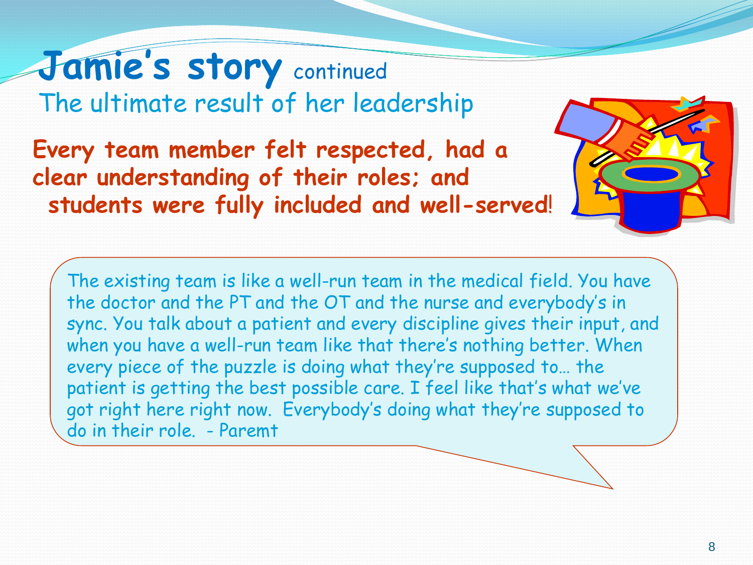# Jamie's story continued

## The ultimate result of her leadership

**Every team member felt respected, had a clear understanding of their roles; and students were fully included and well-served!**

The existing team is like a well-run team in the medical field. You have the doctor and the PT and the OT and the nurse and everybody's in sync. You talk about a patient and every discipline gives their input, and when you have a well-run team like that there's nothing better. When every piece of the puzzle is doing what they're supposed to… the patient is getting the best possible care. I feel like that's what we've got right here right now. Everybody's doing what they're supposed to do in their role. - Paremt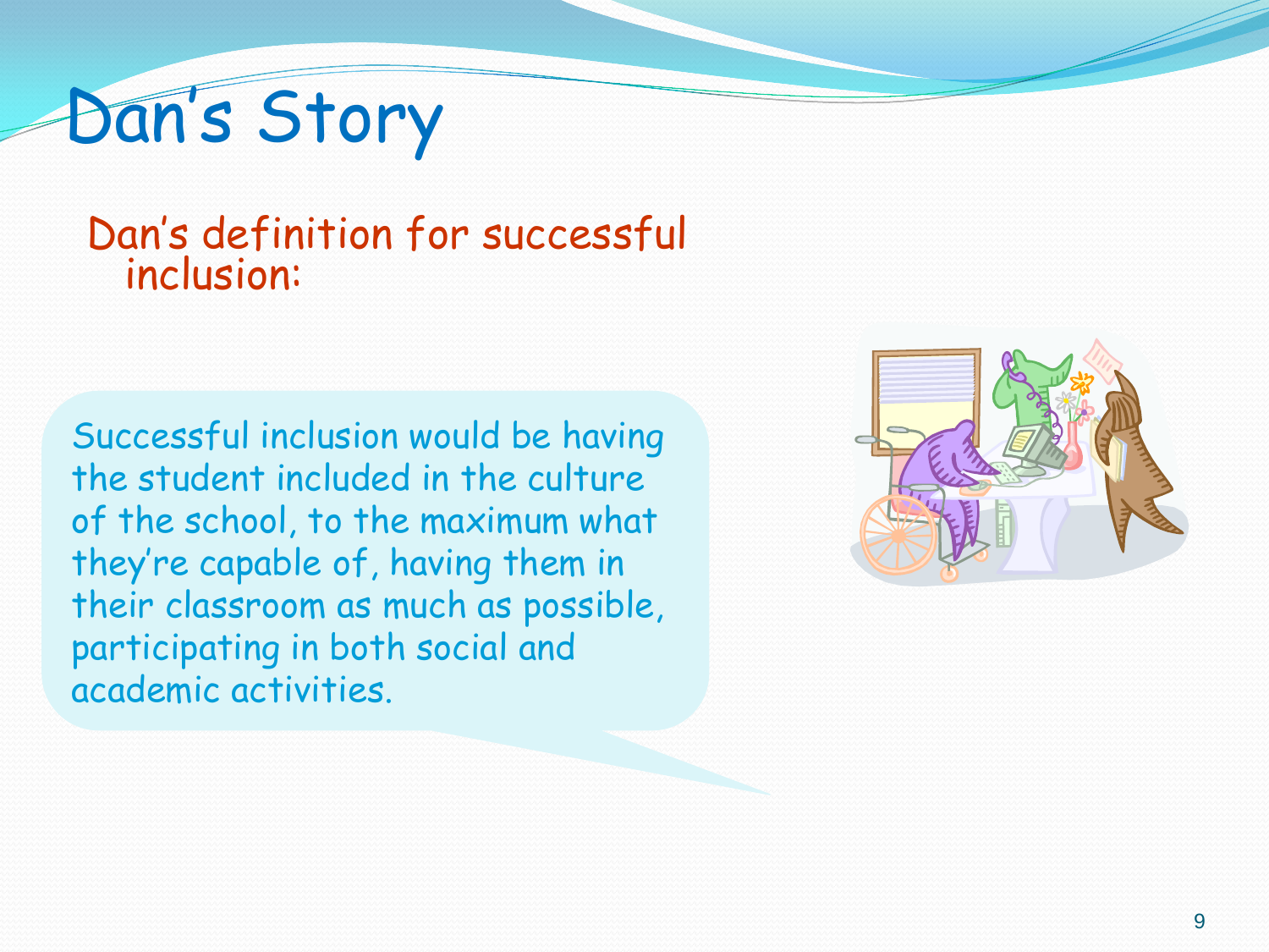# Dan's Story

## Dan's definition for successful inclusion:

Successful inclusion would be having the student included in the culture of the school, to the maximum what they're capable of, having them in their classroom as much as possible, participating in both social and academic activities.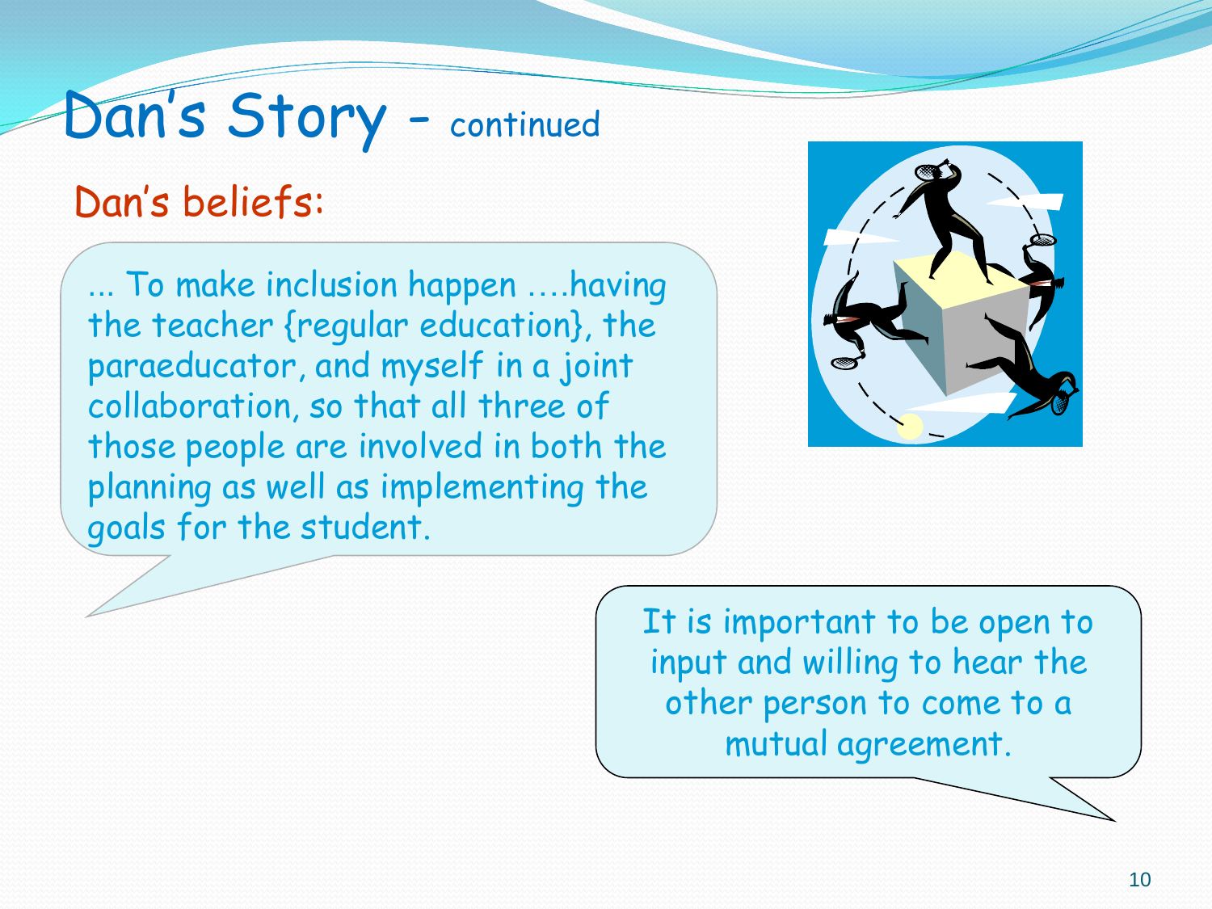# Dan's Story – continued

## Dan's beliefs:

… To make inclusion happen ….having the teacher {regular education}, the paraeducator, and myself in a joint collaboration, so that all three of those people are involved in both the planning as well as implementing the goals for the student.

It is important to be open to input and willing to hear the other person to come to a mutual agreement.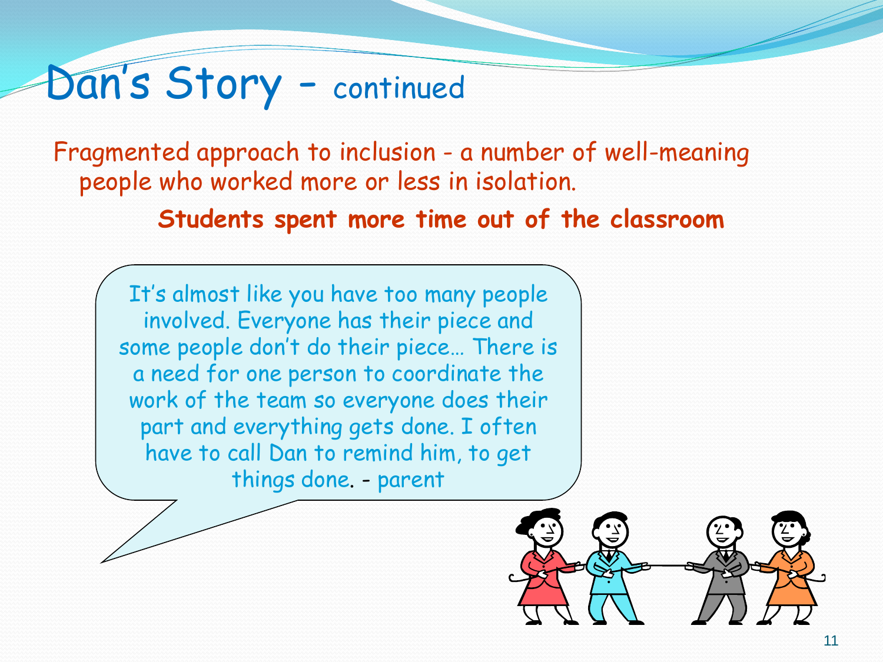# Dan's Story – continued

Fragmented approach to inclusion - a number of well-meaning people who worked more or less in isolation.

**Students spent more time out of the classroom**

It's almost like you have too many people involved. Everyone has their piece and some people don't do their piece… There is a need for one person to coordinate the work of the team so everyone does their part and everything gets done. I often have to call Dan to remind him, to get things done. - parent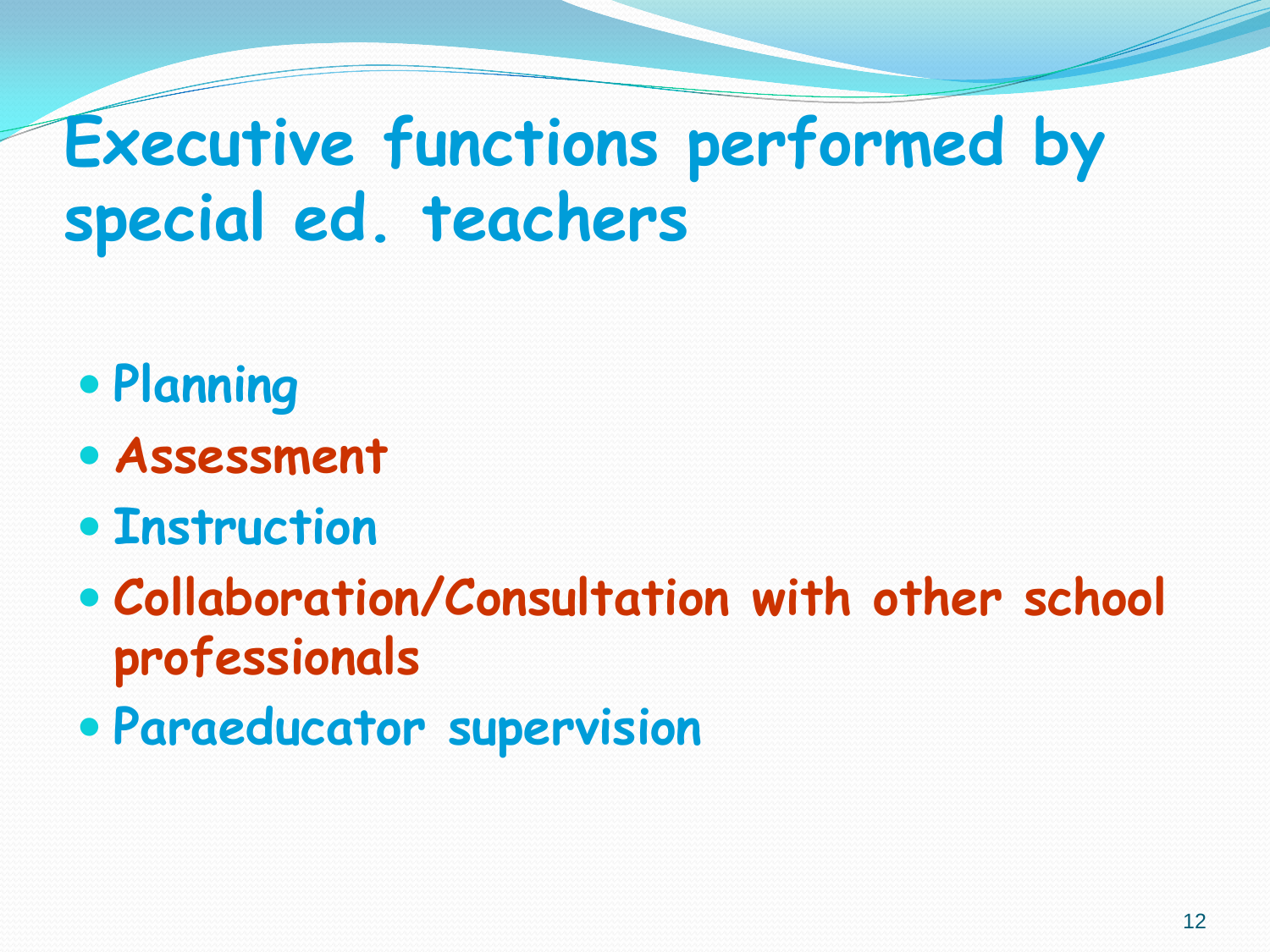# Executive functions performed by special ed. teachers

- Planning
- Assessment
- Instruction
- Collaboration/Consultation with other school professionals
- Paraeducator supervision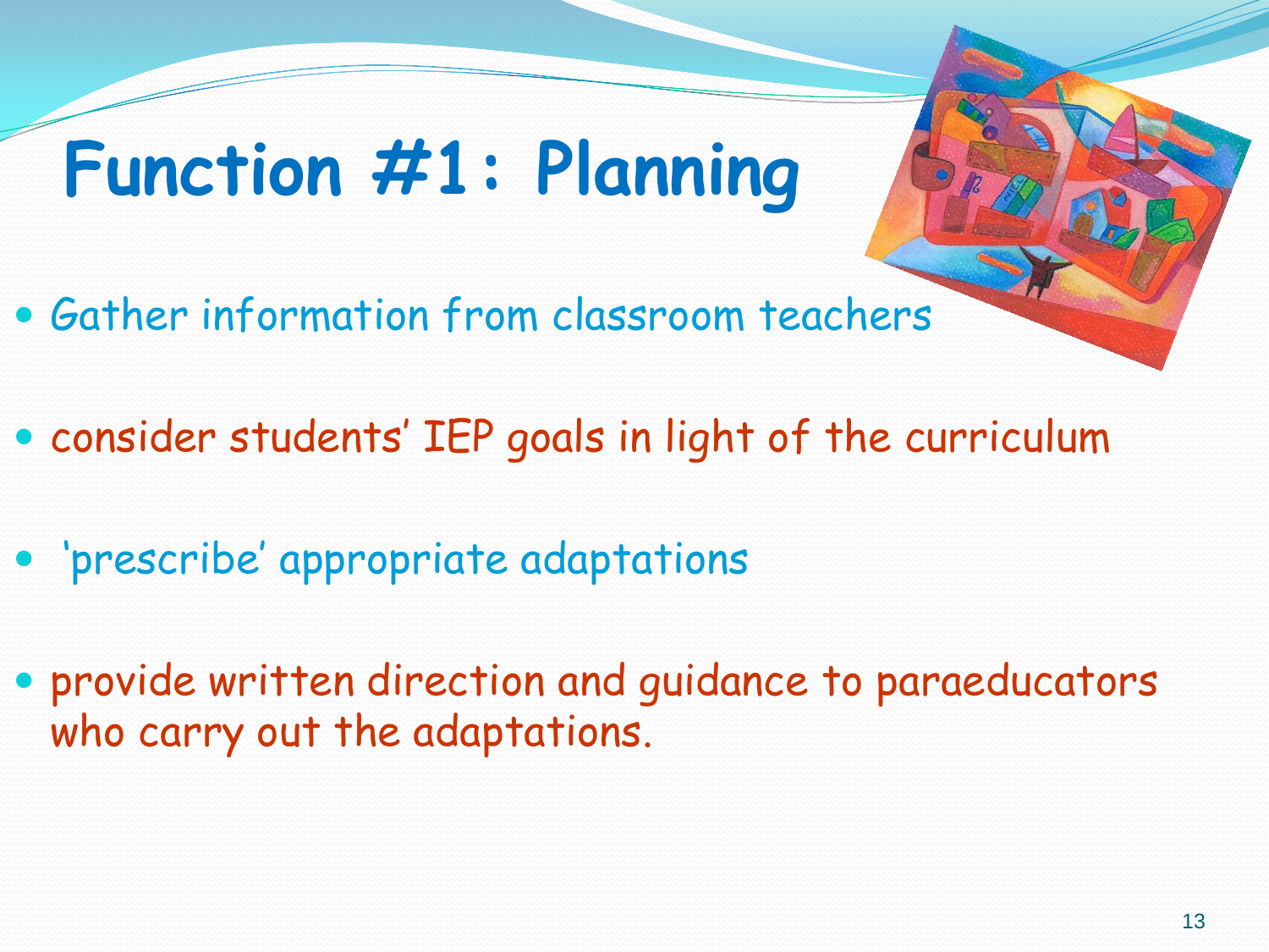# Function #1: Planning

- Gather information from classroom teachers
- consider students' IEP goals in light of the curriculum
- 'prescribe' appropriate adaptations
- provide written direction and guidance to paraeducators who carry out the adaptations.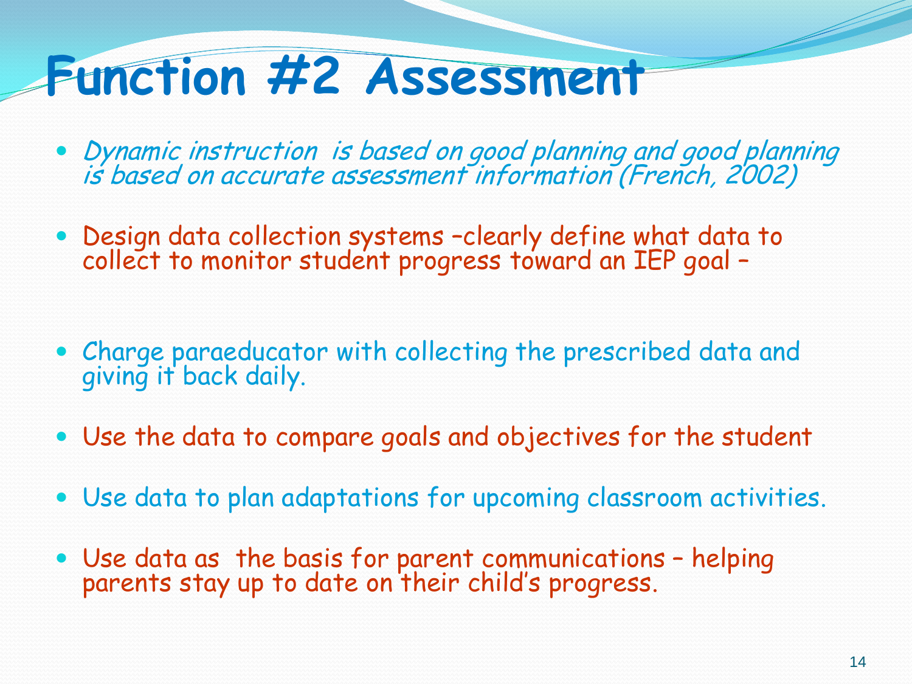# Function #2 Assessment

- *Dynamic instruction is based on good planning and good planning is based on accurate assessment information (French, 2002)*
- Design data collection systems –clearly define what data to collect to monitor student progress toward an IEP goal –
- Charge paraeducator with collecting the prescribed data and giving it back daily.
- Use the data to compare goals and objectives for the student
- Use data to plan adaptations for upcoming classroom activities.
- Use data as the basis for parent communications – helping parents stay up to date on their child's progress.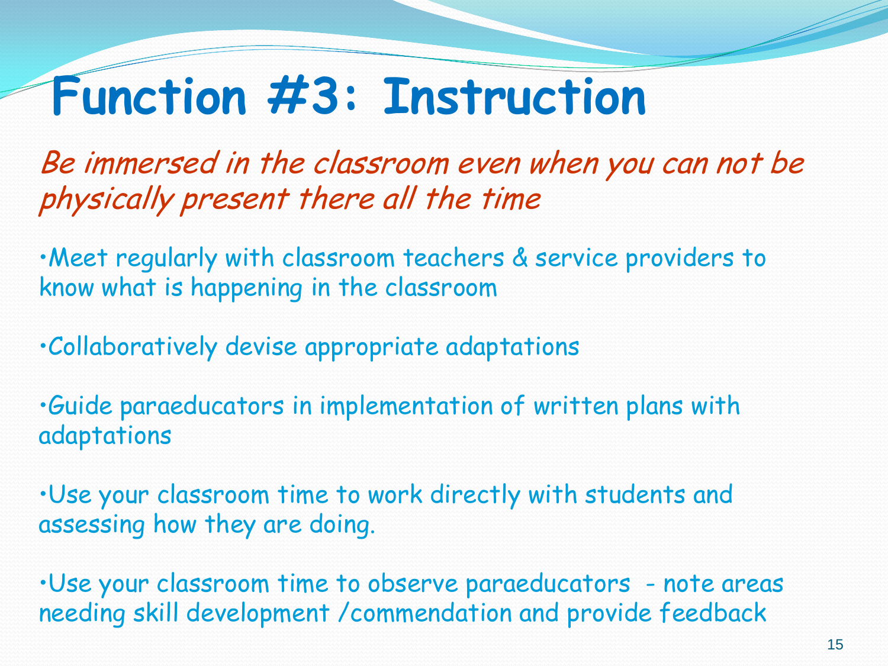# Function #3: Instruction

*Be immersed in the classroom even when you can not be physically present there all the time*

- Meet regularly with classroom teachers & service providers to know what is happening in the classroom

- Collaboratively devise appropriate adaptations

- Guide paraeducators in implementation of written plans with adaptations

- Use your classroom time to work directly with students and assessing how they are doing.

- Use your classroom time to observe paraeducators - note areas needing skill development /commendation and provide feedback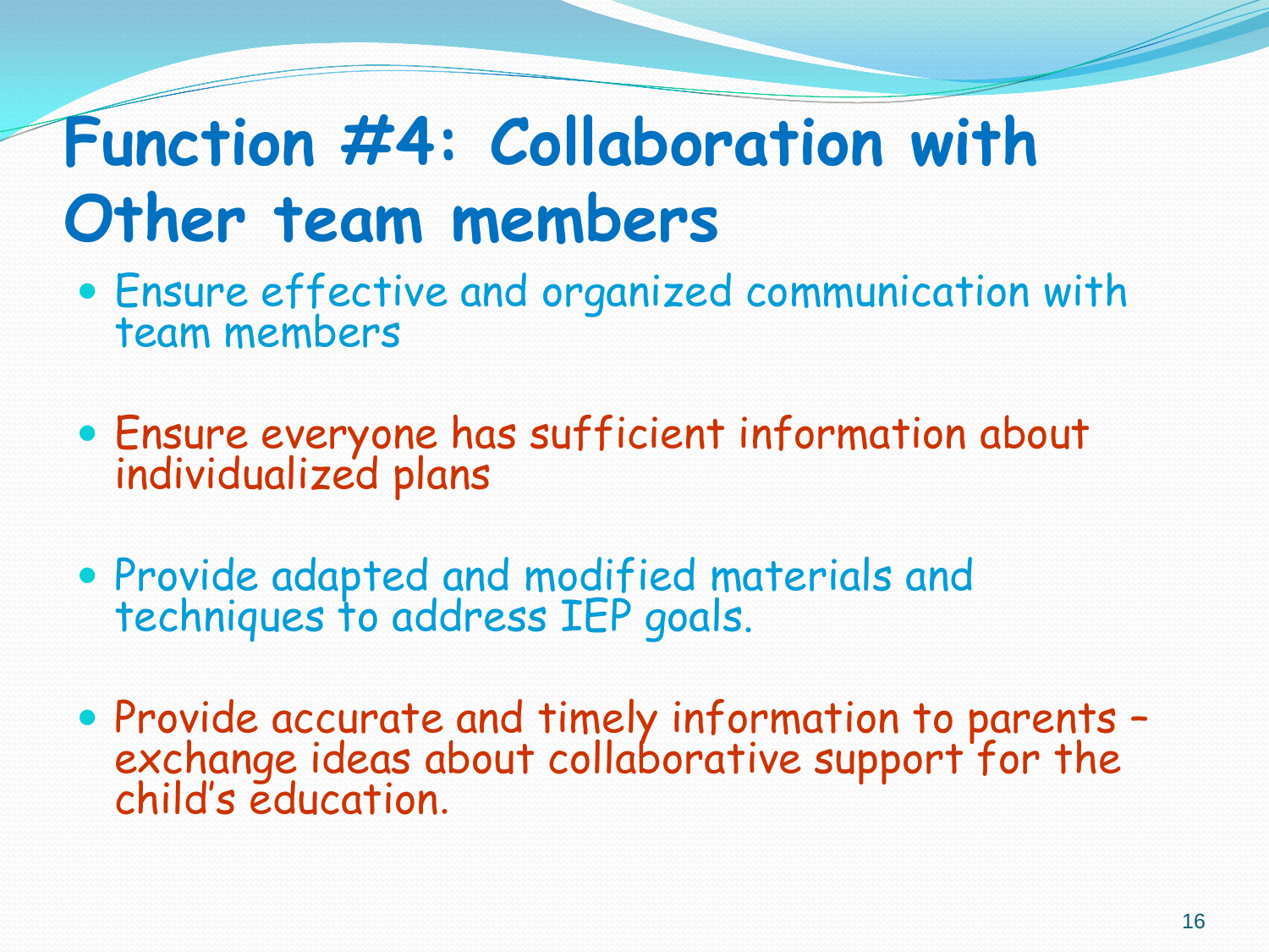# Function #4: Collaboration with Other team members

- Ensure effective and organized communication with team members
- Ensure everyone has sufficient information about individualized plans
- Provide adapted and modified materials and techniques to address IEP goals.
- Provide accurate and timely information to parents – exchange ideas about collaborative support for the child's education.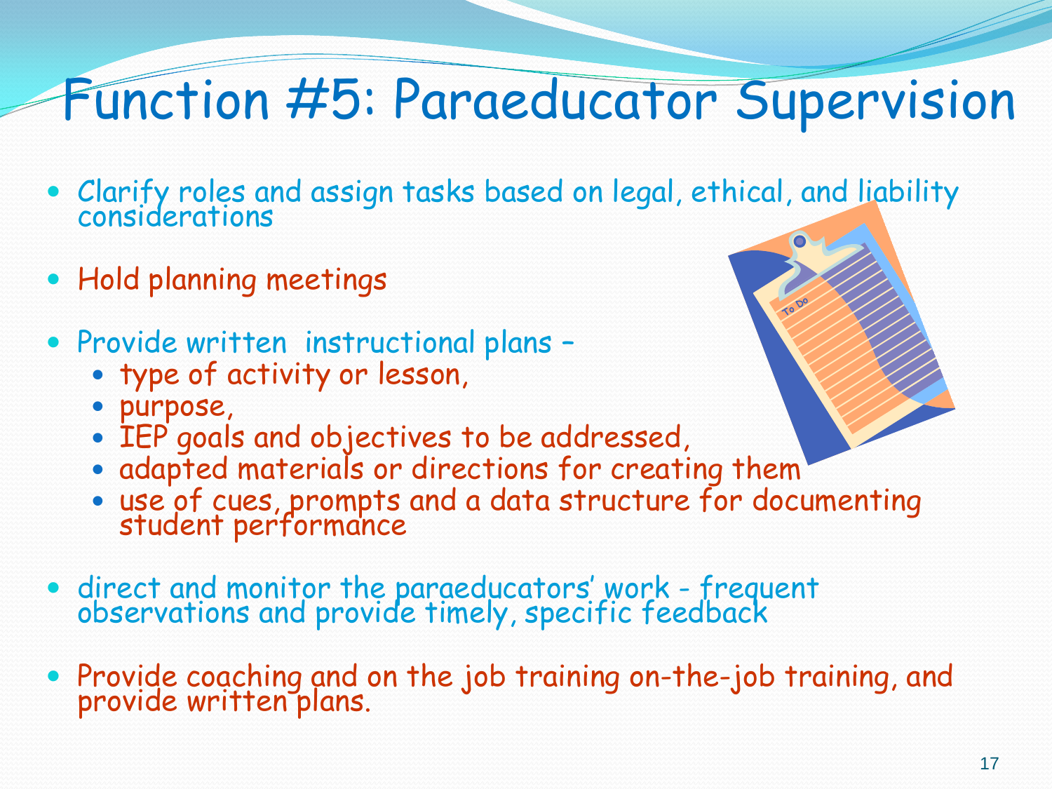# Function #5: Paraeducator Supervision

- Clarify roles and assign tasks based on legal, ethical, and liability considerations
- Hold planning meetings
- Provide written instructional plans –
  - type of activity or lesson,
  - purpose,
  - IEP goals and objectives to be addressed,
  - adapted materials or directions for creating them
  - use of cues, prompts and a data structure for documenting student performance
- direct and monitor the paraeducators' work - frequent observations and provide timely, specific feedback
- Provide coaching and on the job training on-the-job training, and provide written plans.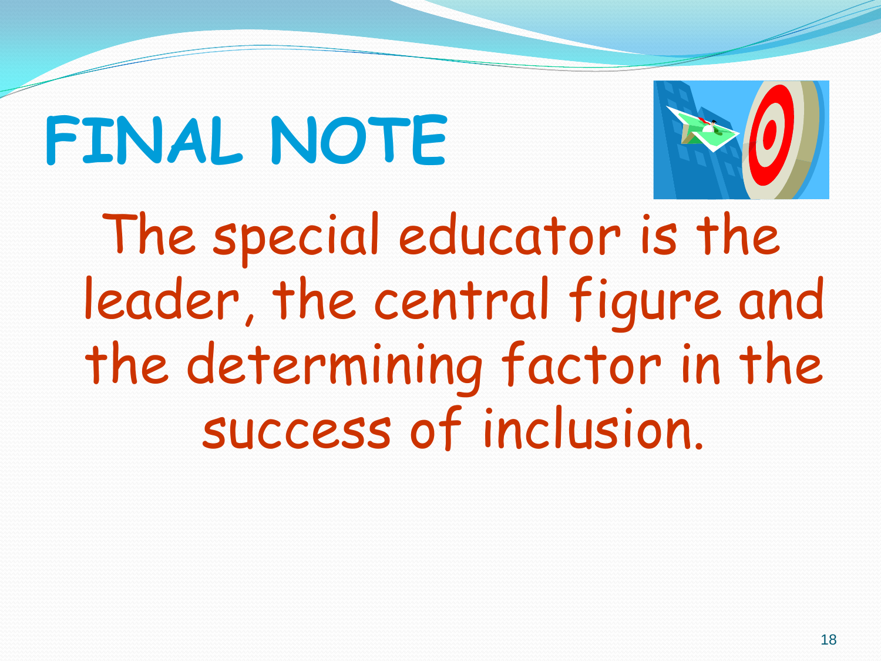# FINAL NOTE

The special educator is the leader, the central figure and the determining factor in the success of inclusion.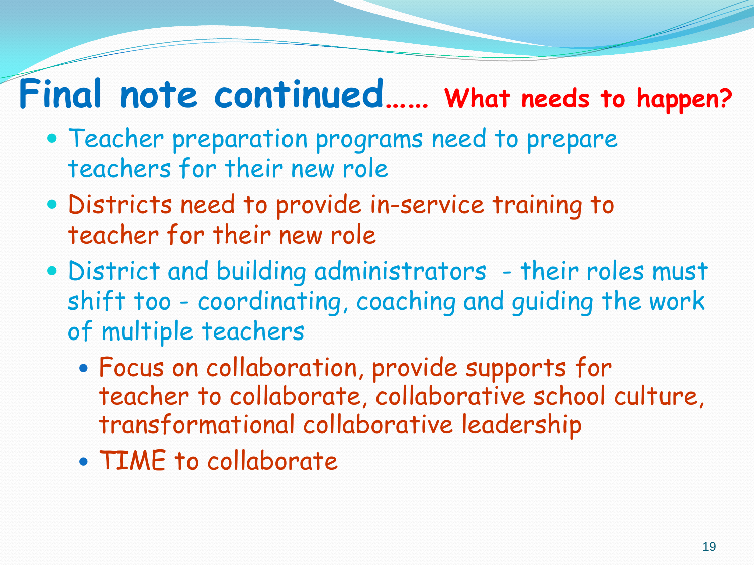# Final note continued…… What needs to happen?

- Teacher preparation programs need to prepare teachers for their new role
- Districts need to provide in-service training to teacher for their new role
- District and building administrators - their roles must shift too - coordinating, coaching and guiding the work of multiple teachers
  - Focus on collaboration, provide supports for teacher to collaborate, collaborative school culture, transformational collaborative leadership
  - TIME to collaborate